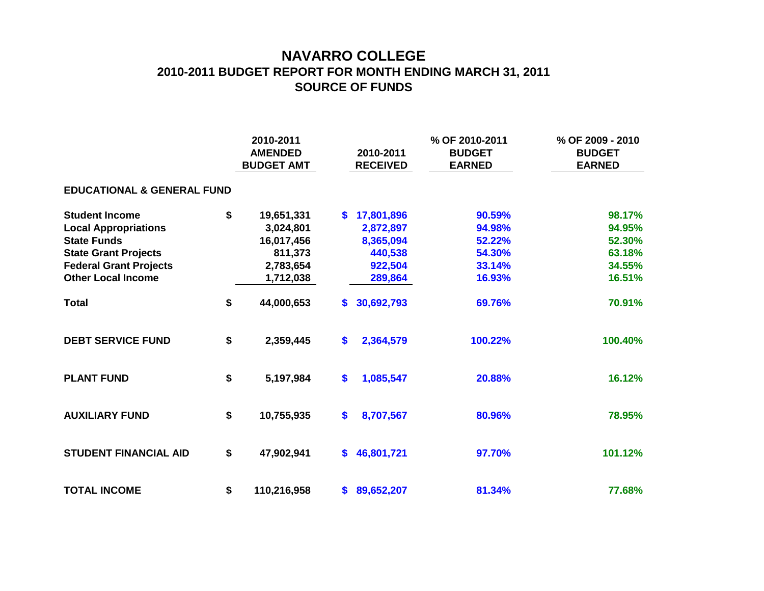# NAVARRO COLLEGE

## 2010-2011 BUDGET REPORT FOR MONTH ENDING MARCH 31, 2011

## SOURCE OF FUNDS

| | 2010-2011 AMENDED BUDGET AMT | 2010-2011 RECEIVED | % OF 2010-2011 BUDGET EARNED | % OF 2009 - 2010 BUDGET EARNED |
|---|---|---|---|---|
| **EDUCATIONAL & GENERAL FUND** | | | | |
| **Student Income** | $ 19,651,331 | $ 17,801,896 | 90.59% | 98.17% |
| **Local Appropriations** | 3,024,801 | 2,872,897 | 94.98% | 94.95% |
| **State Funds** | 16,017,456 | 8,365,094 | 52.22% | 52.30% |
| **State Grant Projects** | 811,373 | 440,538 | 54.30% | 63.18% |
| **Federal Grant Projects** | 2,783,654 | 922,504 | 33.14% | 34.55% |
| **Other Local Income** | 1,712,038 | 289,864 | 16.93% | 16.51% |
| **Total** | $ 44,000,653 | $ 30,692,793 | 69.76% | 70.91% |
| **DEBT SERVICE FUND** | $ 2,359,445 | $ 2,364,579 | 100.22% | 100.40% |
| **PLANT FUND** | $ 5,197,984 | $ 1,085,547 | 20.88% | 16.12% |
| **AUXILIARY FUND** | $ 10,755,935 | $ 8,707,567 | 80.96% | 78.95% |
| **STUDENT FINANCIAL AID** | $ 47,902,941 | $ 46,801,721 | 97.70% | 101.12% |
| **TOTAL INCOME** | $ 110,216,958 | $ 89,652,207 | 81.34% | 77.68% |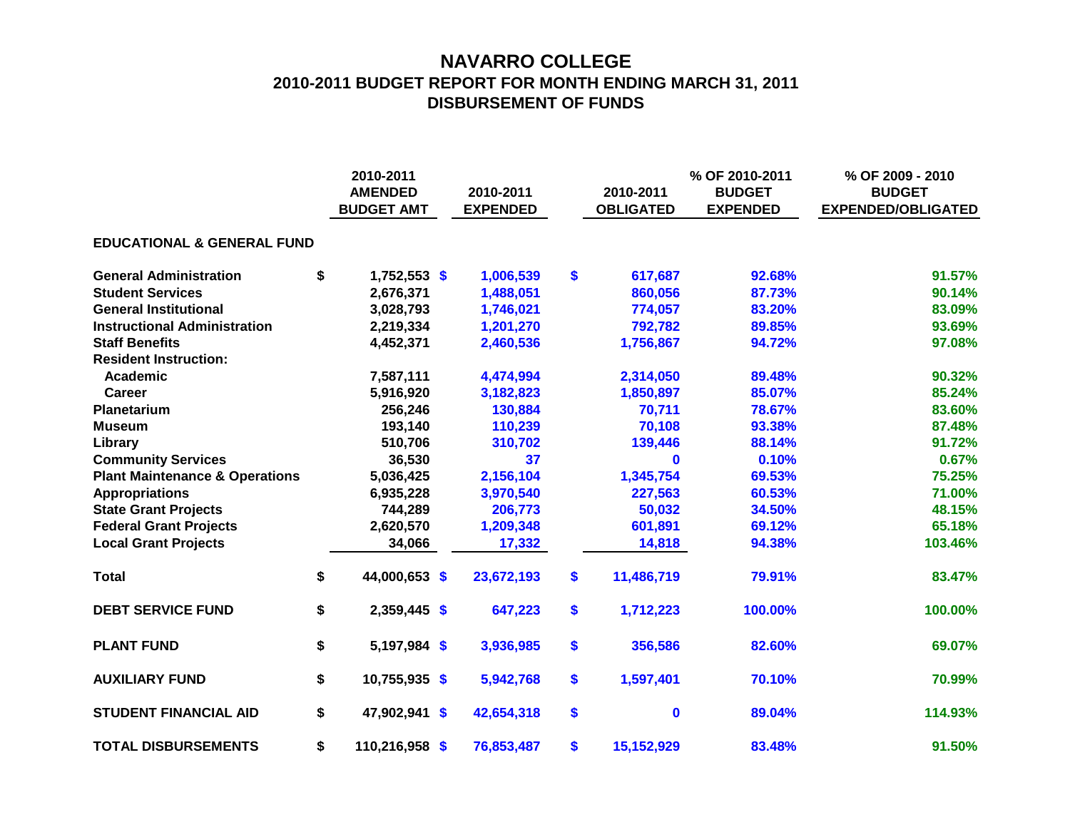# NAVARRO COLLEGE

## 2010-2011 BUDGET REPORT FOR MONTH ENDING MARCH 31, 2011

## DISBURSEMENT OF FUNDS

| | 2010-2011 AMENDED BUDGET AMT | 2010-2011 EXPENDED | 2010-2011 OBLIGATED | % OF 2010-2011 BUDGET EXPENDED | % OF 2009 - 2010 BUDGET EXPENDED/OBLIGATED |
|---|---|---|---|---|---|
| **EDUCATIONAL & GENERAL FUND** | | | | | |
| General Administration | $ 1,752,553 | $ 1,006,539 | $ 617,687 | 92.68% | 91.57% |
| Student Services | 2,676,371 | 1,488,051 | 860,056 | 87.73% | 90.14% |
| General Institutional | 3,028,793 | 1,746,021 | 774,057 | 83.20% | 83.09% |
| Instructional Administration | 2,219,334 | 1,201,270 | 792,782 | 89.85% | 93.69% |
| Staff Benefits | 4,452,371 | 2,460,536 | 1,756,867 | 94.72% | 97.08% |
| Resident Instruction: | | | | | |
| Academic | 7,587,111 | 4,474,994 | 2,314,050 | 89.48% | 90.32% |
| Career | 5,916,920 | 3,182,823 | 1,850,897 | 85.07% | 85.24% |
| Planetarium | 256,246 | 130,884 | 70,711 | 78.67% | 83.60% |
| Museum | 193,140 | 110,239 | 70,108 | 93.38% | 87.48% |
| Library | 510,706 | 310,702 | 139,446 | 88.14% | 91.72% |
| Community Services | 36,530 | 37 | 0 | 0.10% | 0.67% |
| Plant Maintenance & Operations | 5,036,425 | 2,156,104 | 1,345,754 | 69.53% | 75.25% |
| Appropriations | 6,935,228 | 3,970,540 | 227,563 | 60.53% | 71.00% |
| State Grant Projects | 744,289 | 206,773 | 50,032 | 34.50% | 48.15% |
| Federal Grant Projects | 2,620,570 | 1,209,348 | 601,891 | 69.12% | 65.18% |
| Local Grant Projects | 34,066 | 17,332 | 14,818 | 94.38% | 103.46% |
| **Total** | $ 44,000,653 | $ 23,672,193 | $ 11,486,719 | 79.91% | 83.47% |
| **DEBT SERVICE FUND** | $ 2,359,445 | $ 647,223 | $ 1,712,223 | 100.00% | 100.00% |
| **PLANT FUND** | $ 5,197,984 | $ 3,936,985 | $ 356,586 | 82.60% | 69.07% |
| **AUXILIARY FUND** | $ 10,755,935 | $ 5,942,768 | $ 1,597,401 | 70.10% | 70.99% |
| **STUDENT FINANCIAL AID** | $ 47,902,941 | $ 42,654,318 | $ 0 | 89.04% | 114.93% |
| **TOTAL DISBURSEMENTS** | $ 110,216,958 | $ 76,853,487 | $ 15,152,929 | 83.48% | 91.50% |